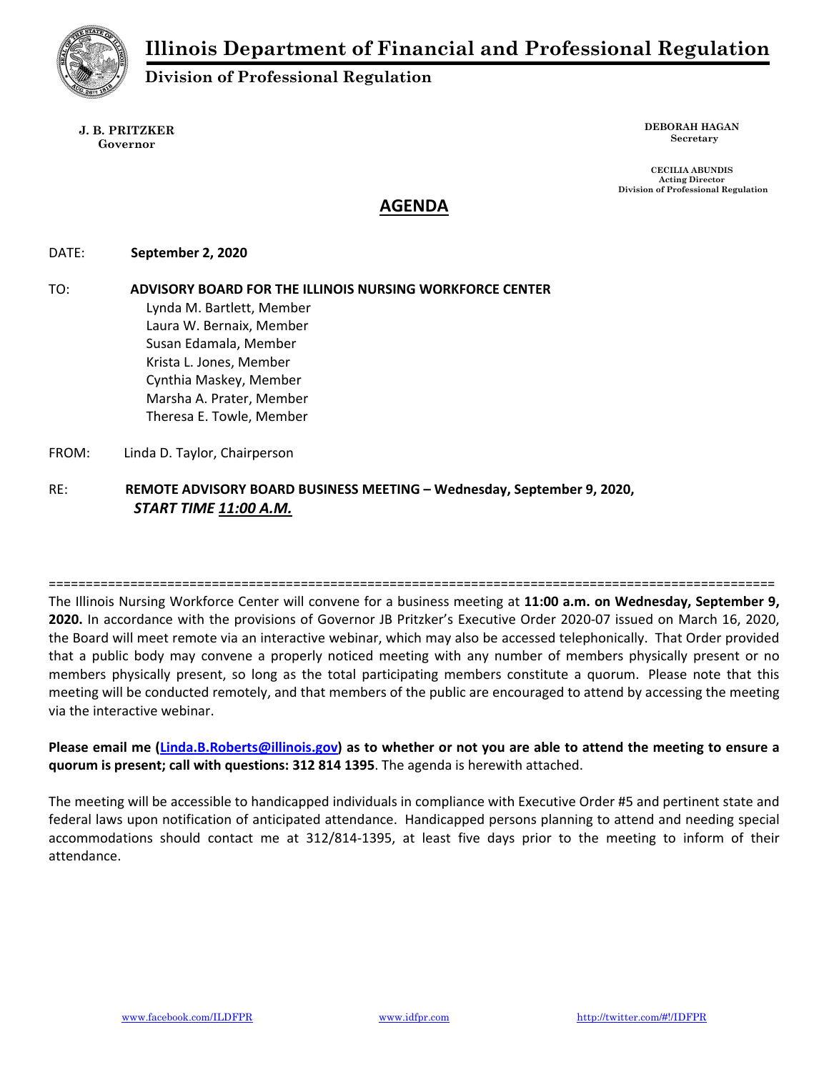# Illinois Department of Financial and Professional Regulation

## Division of Professional Regulation

**J. B. PRITZKER**
**Governor**

**DEBORAH HAGAN**
**Secretary**

**CECILIA ABUNDIS**
**Acting Director**
**Division of Professional Regulation**

## AGENDA

DATE: **September 2, 2020**

TO: **ADVISORY BOARD FOR THE ILLINOIS NURSING WORKFORCE CENTER**
Lynda M. Bartlett, Member
Laura W. Bernaix, Member
Susan Edamala, Member
Krista L. Jones, Member
Cynthia Maskey, Member
Marsha A. Prater, Member
Theresa E. Towle, Member

FROM: Linda D. Taylor, Chairperson

RE: **REMOTE ADVISORY BOARD BUSINESS MEETING – Wednesday, September 9, 2020,** ***START TIME 11:00 A.M.***

==================================================================================================

The Illinois Nursing Workforce Center will convene for a business meeting at **11:00 a.m. on Wednesday, September 9, 2020.** In accordance with the provisions of Governor JB Pritzker's Executive Order 2020-07 issued on March 16, 2020, the Board will meet remote via an interactive webinar, which may also be accessed telephonically. That Order provided that a public body may convene a properly noticed meeting with any number of members physically present or no members physically present, so long as the total participating members constitute a quorum. Please note that this meeting will be conducted remotely, and that members of the public are encouraged to attend by accessing the meeting via the interactive webinar.

**Please email me (Linda.B.Roberts@illinois.gov) as to whether or not you are able to attend the meeting to ensure a quorum is present; call with questions: 312 814 1395**. The agenda is herewith attached.

The meeting will be accessible to handicapped individuals in compliance with Executive Order #5 and pertinent state and federal laws upon notification of anticipated attendance. Handicapped persons planning to attend and needing special accommodations should contact me at 312/814-1395, at least five days prior to the meeting to inform of their attendance.

www.facebook.com/ILDFPR www.idfpr.com http://twitter.com/#!/IDFPR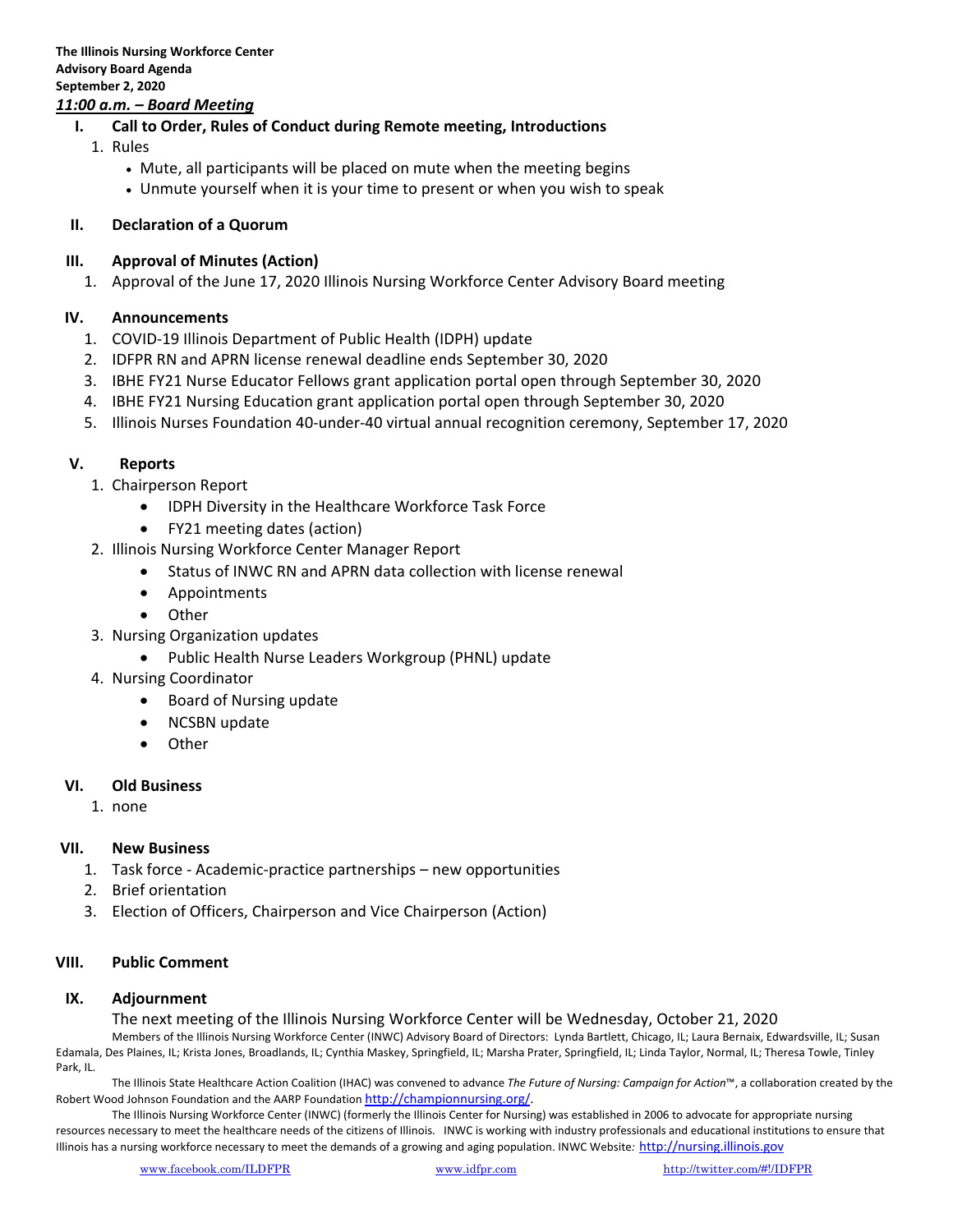**The Illinois Nursing Workforce Center**
**Advisory Board Agenda**
**September 2, 2020**
***11:00 a.m. – Board Meeting***

## I. Call to Order, Rules of Conduct during Remote meeting, Introductions

1. Rules
   - Mute, all participants will be placed on mute when the meeting begins
   - Unmute yourself when it is your time to present or when you wish to speak

## II. Declaration of a Quorum

## III. Approval of Minutes (Action)

1. Approval of the June 17, 2020 Illinois Nursing Workforce Center Advisory Board meeting

## IV. Announcements

1. COVID-19 Illinois Department of Public Health (IDPH) update
2. IDFPR RN and APRN license renewal deadline ends September 30, 2020
3. IBHE FY21 Nurse Educator Fellows grant application portal open through September 30, 2020
4. IBHE FY21 Nursing Education grant application portal open through September 30, 2020
5. Illinois Nurses Foundation 40-under-40 virtual annual recognition ceremony, September 17, 2020

## V. Reports

1. Chairperson Report
   - IDPH Diversity in the Healthcare Workforce Task Force
   - FY21 meeting dates (action)
2. Illinois Nursing Workforce Center Manager Report
   - Status of INWC RN and APRN data collection with license renewal
   - Appointments
   - Other
3. Nursing Organization updates
   - Public Health Nurse Leaders Workgroup (PHNL) update
4. Nursing Coordinator
   - Board of Nursing update
   - NCSBN update
   - Other

## VI. Old Business

1. none

## VII. New Business

1. Task force - Academic-practice partnerships – new opportunities
2. Brief orientation
3. Election of Officers, Chairperson and Vice Chairperson (Action)

## VIII. Public Comment

## IX. Adjournment

The next meeting of the Illinois Nursing Workforce Center will be Wednesday, October 21, 2020

Members of the Illinois Nursing Workforce Center (INWC) Advisory Board of Directors: Lynda Bartlett, Chicago, IL; Laura Bernaix, Edwardsville, IL; Susan Edamala, Des Plaines, IL; Krista Jones, Broadlands, IL; Cynthia Maskey, Springfield, IL; Marsha Prater, Springfield, IL; Linda Taylor, Normal, IL; Theresa Towle, Tinley Park, IL.

The Illinois State Healthcare Action Coalition (IHAC) was convened to advance *The Future of Nursing: Campaign for Action*™, a collaboration created by the Robert Wood Johnson Foundation and the AARP Foundation http://championnursing.org/.

The Illinois Nursing Workforce Center (INWC) (formerly the Illinois Center for Nursing) was established in 2006 to advocate for appropriate nursing resources necessary to meet the healthcare needs of the citizens of Illinois. INWC is working with industry professionals and educational institutions to ensure that Illinois has a nursing workforce necessary to meet the demands of a growing and aging population. INWC Website: http://nursing.illinois.gov

www.facebook.com/ILDFPR www.idfpr.com http://twitter.com/#!/IDFPR